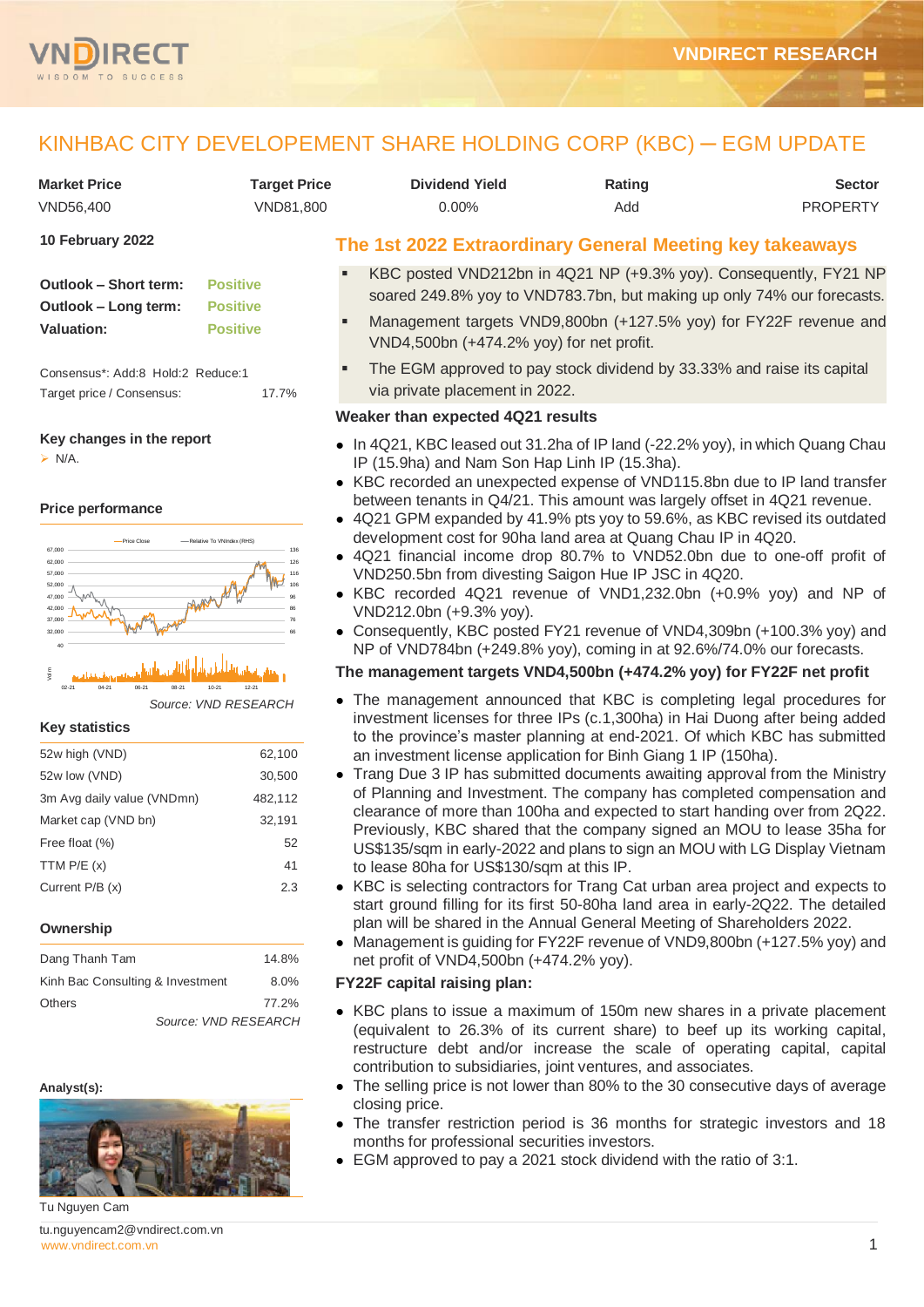# KINHBAC CITY DEVELOPEMENT SHARE HOLDING CORP (KBC) – EGM UPDATE

| Market Price | Target Price | Dividend Yield | Rating | Sector |
|---|---|---|---|---|
| VND56,400 | VND81,800 | 0.00% | Add | PROPERTY |

**10 February 2022**

| | |
|---|---|
| **Outlook – Short term:** | Positive |
| **Outlook – Long term:** | Positive |
| **Valuation:** | Positive |

Consensus*: Add:8 Hold:2 Reduce:1

Target price / Consensus: 17.7%

**Key changes in the report**

- N/A.

**Price performance**

Source: VND RESEARCH

**Key statistics**

| | |
|---|---|
| 52w high (VND) | 62,100 |
| 52w low (VND) | 30,500 |
| 3m Avg daily value (VNDmn) | 482,112 |
| Market cap (VND bn) | 32,191 |
| Free float (%) | 52 |
| TTM P/E (x) | 41 |
| Current P/B (x) | 2.3 |

**Ownership**

| | |
|---|---|
| Dang Thanh Tam | 14.8% |
| Kinh Bac Consulting & Investment | 8.0% |
| Others | 77.2% |

*Source: VND RESEARCH*

**Analyst(s):**

Tu Nguyen Cam

tu.nguyencam2@vndirect.com.vn

## The 1st 2022 Extraordinary General Meeting key takeaways

- KBC posted VND212bn in 4Q21 NP (+9.3% yoy). Consequently, FY21 NP soared 249.8% yoy to VND783.7bn, but making up only 74% our forecasts.
- Management targets VND9,800bn (+127.5% yoy) for FY22F revenue and VND4,500bn (+474.2% yoy) for net profit.
- The EGM approved to pay stock dividend by 33.33% and raise its capital via private placement in 2022.

### Weaker than expected 4Q21 results

- In 4Q21, KBC leased out 31.2ha of IP land (-22.2% yoy), in which Quang Chau IP (15.9ha) and Nam Son Hap Linh IP (15.3ha).
- KBC recorded an unexpected expense of VND115.8bn due to IP land transfer between tenants in Q4/21. This amount was largely offset in 4Q21 revenue.
- 4Q21 GPM expanded by 41.9% pts yoy to 59.6%, as KBC revised its outdated development cost for 90ha land area at Quang Chau IP in 4Q20.
- 4Q21 financial income drop 80.7% to VND52.0bn due to one-off profit of VND250.5bn from divesting Saigon Hue IP JSC in 4Q20.
- KBC recorded 4Q21 revenue of VND1,232.0bn (+0.9% yoy) and NP of VND212.0bn (+9.3% yoy).
- Consequently, KBC posted FY21 revenue of VND4,309bn (+100.3% yoy) and NP of VND784bn (+249.8% yoy), coming in at 92.6%/74.0% our forecasts.

### The management targets VND4,500bn (+474.2% yoy) for FY22F net profit

- The management announced that KBC is completing legal procedures for investment licenses for three IPs (c.1,300ha) in Hai Duong after being added to the province's master planning at end-2021. Of which KBC has submitted an investment license application for Binh Giang 1 IP (150ha).
- Trang Due 3 IP has submitted documents awaiting approval from the Ministry of Planning and Investment. The company has completed compensation and clearance of more than 100ha and expected to start handing over from 2Q22. Previously, KBC shared that the company signed an MOU to lease 35ha for US$135/sqm in early-2022 and plans to sign an MOU with LG Display Vietnam to lease 80ha for US$130/sqm at this IP.
- KBC is selecting contractors for Trang Cat urban area project and expects to start ground filling for its first 50-80ha land area in early-2Q22. The detailed plan will be shared in the Annual General Meeting of Shareholders 2022.
- Management is guiding for FY22F revenue of VND9,800bn (+127.5% yoy) and net profit of VND4,500bn (+474.2% yoy).

### FY22F capital raising plan:

- KBC plans to issue a maximum of 150m new shares in a private placement (equivalent to 26.3% of its current share) to beef up its working capital, restructure debt and/or increase the scale of operating capital, capital contribution to subsidiaries, joint ventures, and associates.
- The selling price is not lower than 80% to the 30 consecutive days of average closing price.
- The transfer restriction period is 36 months for strategic investors and 18 months for professional securities investors.
- EGM approved to pay a 2021 stock dividend with the ratio of 3:1.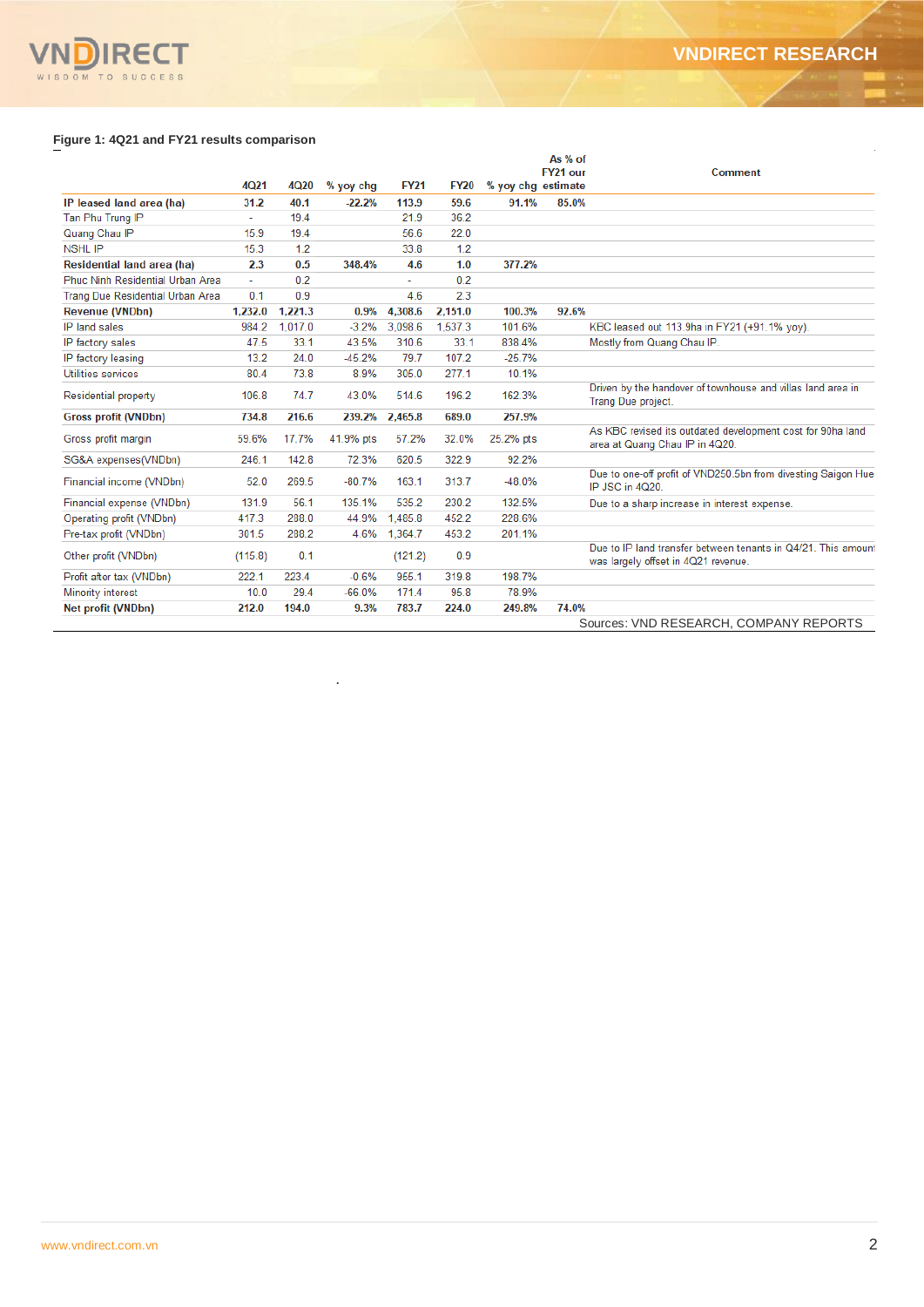**Figure 1: 4Q21 and FY21 results comparison**

| | 4Q21 | 4Q20 | % yoy chg | FY21 | FY20 | % yoy chg | As % of FY21 our estimate | Comment |
|---|---|---|---|---|---|---|---|---|
| **IP leased land area (ha)** | **31.2** | **40.1** | **-22.2%** | **113.9** | **59.6** | **91.1%** | **85.0%** | |
| Tan Phu Trung IP | - | 19.4 | | 21.9 | 36.2 | | | |
| Quang Chau IP | 15.9 | 19.4 | | 56.6 | 22.0 | | | |
| NSHL IP | 15.3 | 1.2 | | 33.8 | 1.2 | | | |
| **Residential land area (ha)** | **2.3** | **0.5** | **348.4%** | **4.6** | **1.0** | **377.2%** | | |
| Phuc Ninh Residential Urban Area | - | 0.2 | | - | 0.2 | | | |
| Trang Due Residential Urban Area | 0.1 | 0.9 | | 4.6 | 2.3 | | | |
| **Revenue (VNDbn)** | **1,232.0** | **1,221.3** | **0.9%** | **4,308.6** | **2,151.0** | **100.3%** | **92.6%** | |
| IP land sales | 984.2 | 1,017.0 | -3.2% | 3,098.6 | 1,537.3 | 101.6% | | KBC leased out 113.9ha in FY21 (+91.1% yoy). |
| IP factory sales | 47.5 | 33.1 | 43.5% | 310.6 | 33.1 | 838.4% | | Mostly from Quang Chau IP. |
| IP factory leasing | 13.2 | 24.0 | -45.2% | 79.7 | 107.2 | -25.7% | | |
| Utilities services | 80.4 | 73.8 | 8.9% | 305.0 | 277.1 | 10.1% | | |
| Residential property | 106.8 | 74.7 | 43.0% | 514.6 | 196.2 | 162.3% | | Driven by the handover of townhouse and villas land area in Trang Due project. |
| **Gross profit (VNDbn)** | **734.8** | **216.6** | **239.2%** | **2,465.8** | **689.0** | **257.9%** | | |
| Gross profit margin | 59.6% | 17.7% | 41.9% pts | 57.2% | 32.0% | 25.2% pts | | As KBC revised its outdated development cost for 90ha land area at Quang Chau IP in 4Q20. |
| SG&A expenses(VNDbn) | 246.1 | 142.8 | 72.3% | 620.5 | 322.9 | 92.2% | | |
| Financial income (VNDbn) | 52.0 | 269.5 | -80.7% | 163.1 | 313.7 | -48.0% | | Due to one-off profit of VND250.5bn from divesting Saigon Hue IP JSC in 4Q20. |
| Financial expense (VNDbn) | 131.9 | 56.1 | 135.1% | 535.2 | 230.2 | 132.5% | | Due to a sharp increase in interest expense. |
| Operating profit (VNDbn) | 417.3 | 288.0 | 44.9% | 1,485.8 | 452.2 | 228.6% | | |
| Pre-tax profit (VNDbn) | 301.5 | 288.2 | 4.6% | 1,364.7 | 453.2 | 201.1% | | |
| Other profit (VNDbn) | (115.8) | 0.1 | | (121.2) | 0.9 | | | Due to IP land transfer between tenants in Q4/21. This amount was largely offset in 4Q21 revenue. |
| Profit after tax (VNDbn) | 222.1 | 223.4 | -0.6% | 955.1 | 319.8 | 198.7% | | |
| Minority interest | 10.0 | 29.4 | -66.0% | 171.4 | 95.8 | 78.9% | | |
| **Net profit (VNDbn)** | **212.0** | **194.0** | **9.3%** | **783.7** | **224.0** | **249.8%** | **74.0%** | |

Sources: VND RESEARCH, COMPANY REPORTS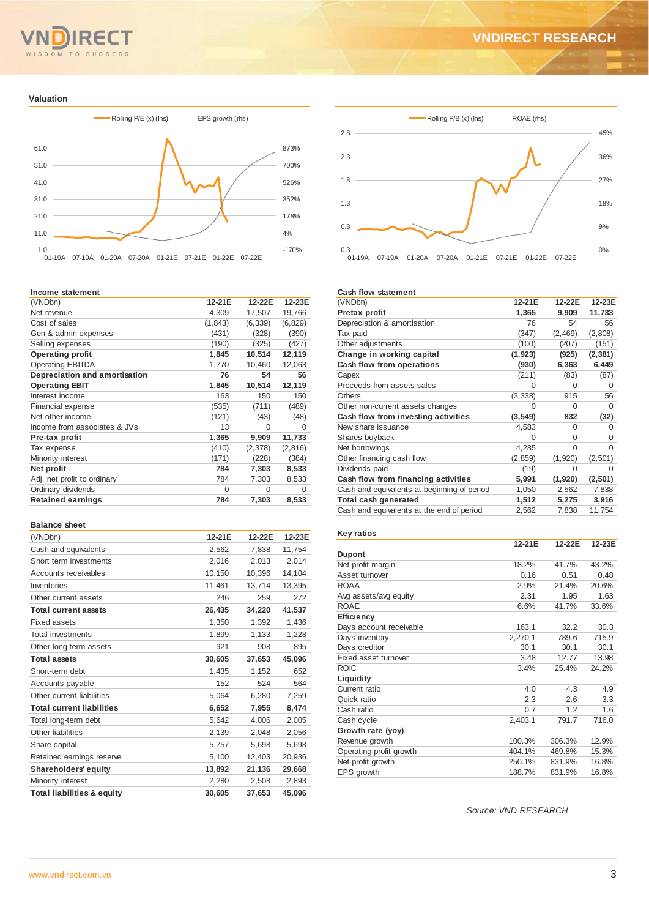## Valuation

Rolling P/E (x) (lhs) — EPS growth (rhs)

Rolling P/B (x) (lhs) — ROAE (rhs)

### Income statement

| (VNDbn) | 12-21E | 12-22E | 12-23E |
|---|---|---|---|
| Net revenue | 4,309 | 17,507 | 19,766 |
| Cost of sales | (1,843) | (6,339) | (6,829) |
| Gen & admin expenses | (431) | (328) | (390) |
| Selling expenses | (190) | (325) | (427) |
| **Operating profit** | **1,845** | **10,514** | **12,119** |
| Operating EBITDA | 1,770 | 10,460 | 12,063 |
| **Depreciation and amortisation** | **76** | **54** | **56** |
| **Operating EBIT** | **1,845** | **10,514** | **12,119** |
| Interest income | 163 | 150 | 150 |
| Financial expense | (535) | (711) | (489) |
| Net other income | (121) | (43) | (48) |
| Income from associates & JVs | 13 | 0 | 0 |
| **Pre-tax profit** | **1,365** | **9,909** | **11,733** |
| Tax expense | (410) | (2,378) | (2,816) |
| Minority interest | (171) | (228) | (384) |
| **Net profit** | **784** | **7,303** | **8,533** |
| Adj. net profit to ordinary | 784 | 7,303 | 8,533 |
| Ordinary dividends | 0 | 0 | 0 |
| **Retained earnings** | **784** | **7,303** | **8,533** |

### Balance sheet

| (VNDbn) | 12-21E | 12-22E | 12-23E |
|---|---|---|---|
| Cash and equivalents | 2,562 | 7,838 | 11,754 |
| Short term investments | 2,016 | 2,013 | 2,014 |
| Accounts receivables | 10,150 | 10,396 | 14,104 |
| Inventories | 11,461 | 13,714 | 13,395 |
| Other current assets | 246 | 259 | 272 |
| **Total current assets** | **26,435** | **34,220** | **41,537** |
| Fixed assets | 1,350 | 1,392 | 1,436 |
| Total investments | 1,899 | 1,133 | 1,228 |
| Other long-term assets | 921 | 908 | 895 |
| **Total assets** | **30,605** | **37,653** | **45,096** |
| Short-term debt | 1,435 | 1,152 | 652 |
| Accounts payable | 152 | 524 | 564 |
| Other current liabilities | 5,064 | 6,280 | 7,259 |
| **Total current liabilities** | **6,652** | **7,955** | **8,474** |
| Total long-term debt | 5,642 | 4,006 | 2,005 |
| Other liabilities | 2,139 | 2,048 | 2,056 |
| Share capital | 5,757 | 5,698 | 5,698 |
| Retained earnings reserve | 5,100 | 12,403 | 20,936 |
| **Shareholders' equity** | **13,892** | **21,136** | **29,668** |
| Minority interest | 2,280 | 2,508 | 2,893 |
| **Total liabilities & equity** | **30,605** | **37,653** | **45,096** |

### Cash flow statement

| (VNDbn) | 12-21E | 12-22E | 12-23E |
|---|---|---|---|
| **Pretax profit** | **1,365** | **9,909** | **11,733** |
| Depreciation & amortisation | 76 | 54 | 56 |
| Tax paid | (347) | (2,469) | (2,808) |
| Other adjustments | (100) | (207) | (151) |
| **Change in working capital** | **(1,923)** | **(925)** | **(2,381)** |
| **Cash flow from operations** | **(930)** | **6,363** | **6,449** |
| Capex | (211) | (83) | (87) |
| Proceeds from assets sales | 0 | 0 | 0 |
| Others | (3,338) | 915 | 56 |
| Other non-current assets changes | 0 | 0 | 0 |
| **Cash flow from investing activities** | **(3,549)** | **832** | **(32)** |
| New share issuance | 4,583 | 0 | 0 |
| Shares buyback | 0 | 0 | 0 |
| Net borrowings | 4,285 | 0 | 0 |
| Other financing cash flow | (2,859) | (1,920) | (2,501) |
| Dividends paid | (19) | 0 | 0 |
| **Cash flow from financing activities** | **5,991** | **(1,920)** | **(2,501)** |
| Cash and equivalents at beginning of period | 1,050 | 2,562 | 7,838 |
| **Total cash generated** | **1,512** | **5,275** | **3,916** |
| Cash and equivalents at the end of period | 2,562 | 7,838 | 11,754 |

### Key ratios

| | 12-21E | 12-22E | 12-23E |
|---|---|---|---|
| **Dupont** | | | |
| Net profit margin | 18.2% | 41.7% | 43.2% |
| Asset turnover | 0.16 | 0.51 | 0.48 |
| ROAA | 2.9% | 21.4% | 20.6% |
| Avg assets/avg equity | 2.31 | 1.95 | 1.63 |
| ROAE | 6.6% | 41.7% | 33.6% |
| **Efficiency** | | | |
| Days account receivable | 163.1 | 32.2 | 30.3 |
| Days inventory | 2,270.1 | 789.6 | 715.9 |
| Days creditor | 30.1 | 30.1 | 30.1 |
| Fixed asset turnover | 3.48 | 12.77 | 13.98 |
| ROIC | 3.4% | 25.4% | 24.2% |
| **Liquidity** | | | |
| Current ratio | 4.0 | 4.3 | 4.9 |
| Quick ratio | 2.3 | 2.6 | 3.3 |
| Cash ratio | 0.7 | 1.2 | 1.6 |
| Cash cycle | 2,403.1 | 791.7 | 716.0 |
| **Growth rate (yoy)** | | | |
| Revenue growth | 100.3% | 306.3% | 12.9% |
| Operating profit growth | 404.1% | 469.8% | 15.3% |
| Net profit growth | 250.1% | 831.9% | 16.8% |
| EPS growth | 188.7% | 831.9% | 16.8% |

*Source: VND RESEARCH*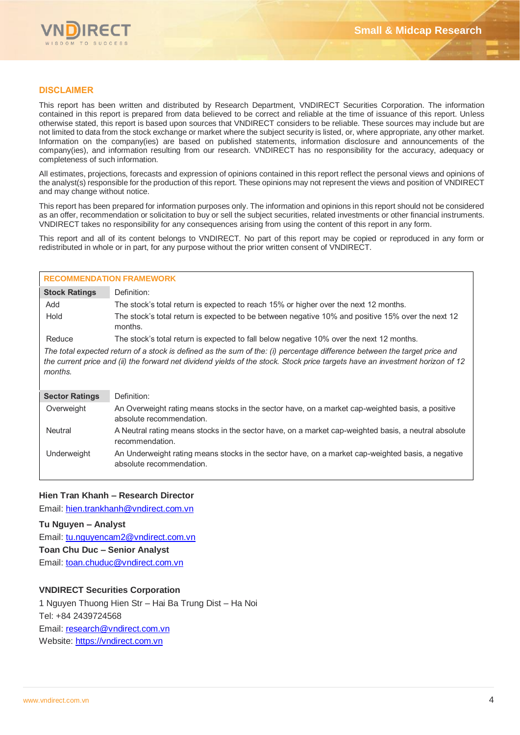## DISCLAIMER

This report has been written and distributed by Research Department, VNDIRECT Securities Corporation. The information contained in this report is prepared from data believed to be correct and reliable at the time of issuance of this report. Unless otherwise stated, this report is based upon sources that VNDIRECT considers to be reliable. These sources may include but are not limited to data from the stock exchange or market where the subject security is listed, or, where appropriate, any other market. Information on the company(ies) are based on published statements, information disclosure and announcements of the company(ies), and information resulting from our research. VNDIRECT has no responsibility for the accuracy, adequacy or completeness of such information.

All estimates, projections, forecasts and expression of opinions contained in this report reflect the personal views and opinions of the analyst(s) responsible for the production of this report. These opinions may not represent the views and position of VNDIRECT and may change without notice.

This report has been prepared for information purposes only. The information and opinions in this report should not be considered as an offer, recommendation or solicitation to buy or sell the subject securities, related investments or other financial instruments. VNDIRECT takes no responsibility for any consequences arising from using the content of this report in any form.

This report and all of its content belongs to VNDIRECT. No part of this report may be copied or reproduced in any form or redistributed in whole or in part, for any purpose without the prior written consent of VNDIRECT.

### RECOMMENDATION FRAMEWORK

| **Stock Ratings** | Definition: |
|---|---|
| Add | The stock's total return is expected to reach 15% or higher over the next 12 months. |
| Hold | The stock's total return is expected to be between negative 10% and positive 15% over the next 12 months. |
| Reduce | The stock's total return is expected to fall below negative 10% over the next 12 months. |

*The total expected return of a stock is defined as the sum of the: (i) percentage difference between the target price and the current price and (ii) the forward net dividend yields of the stock. Stock price targets have an investment horizon of 12 months.*

| **Sector Ratings** | Definition: |
|---|---|
| Overweight | An Overweight rating means stocks in the sector have, on a market cap-weighted basis, a positive absolute recommendation. |
| Neutral | A Neutral rating means stocks in the sector have, on a market cap-weighted basis, a neutral absolute recommendation. |
| Underweight | An Underweight rating means stocks in the sector have, on a market cap-weighted basis, a negative absolute recommendation. |

**Hien Tran Khanh – Research Director**
Email: hien.trankhanh@vndirect.com.vn

**Tu Nguyen – Analyst**
Email: tu.nguyencam2@vndirect.com.vn

**Toan Chu Duc – Senior Analyst**
Email: toan.chuduc@vndirect.com.vn

**VNDIRECT Securities Corporation**
1 Nguyen Thuong Hien Str – Hai Ba Trung Dist – Ha Noi
Tel: +84 2439724568
Email: research@vndirect.com.vn
Website: https://vndirect.com.vn